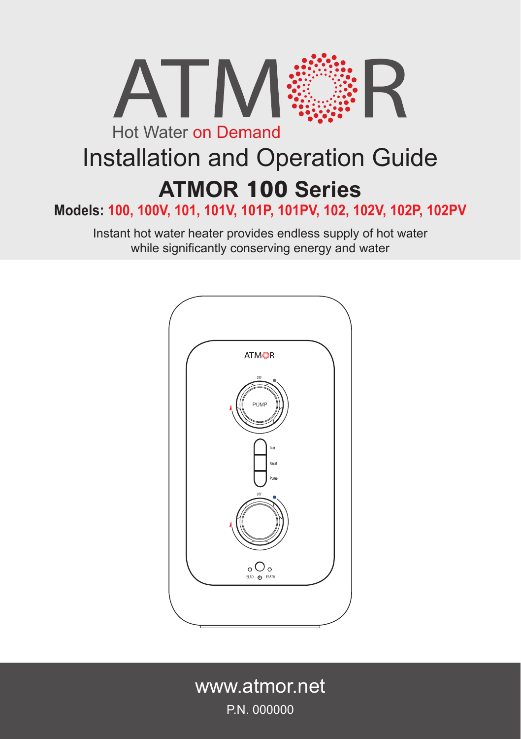# ATMOR

Hot Water on Demand

# Installation and Operation Guide

## ATMOR 100 Series

**Models: 100, 100V, 101, 101V, 101P, 101PV, 102, 102V, 102P, 102PV**

Instant hot water heater provides endless supply of hot water while significantly conserving energy and water

www.atmor.net

P.N. 000000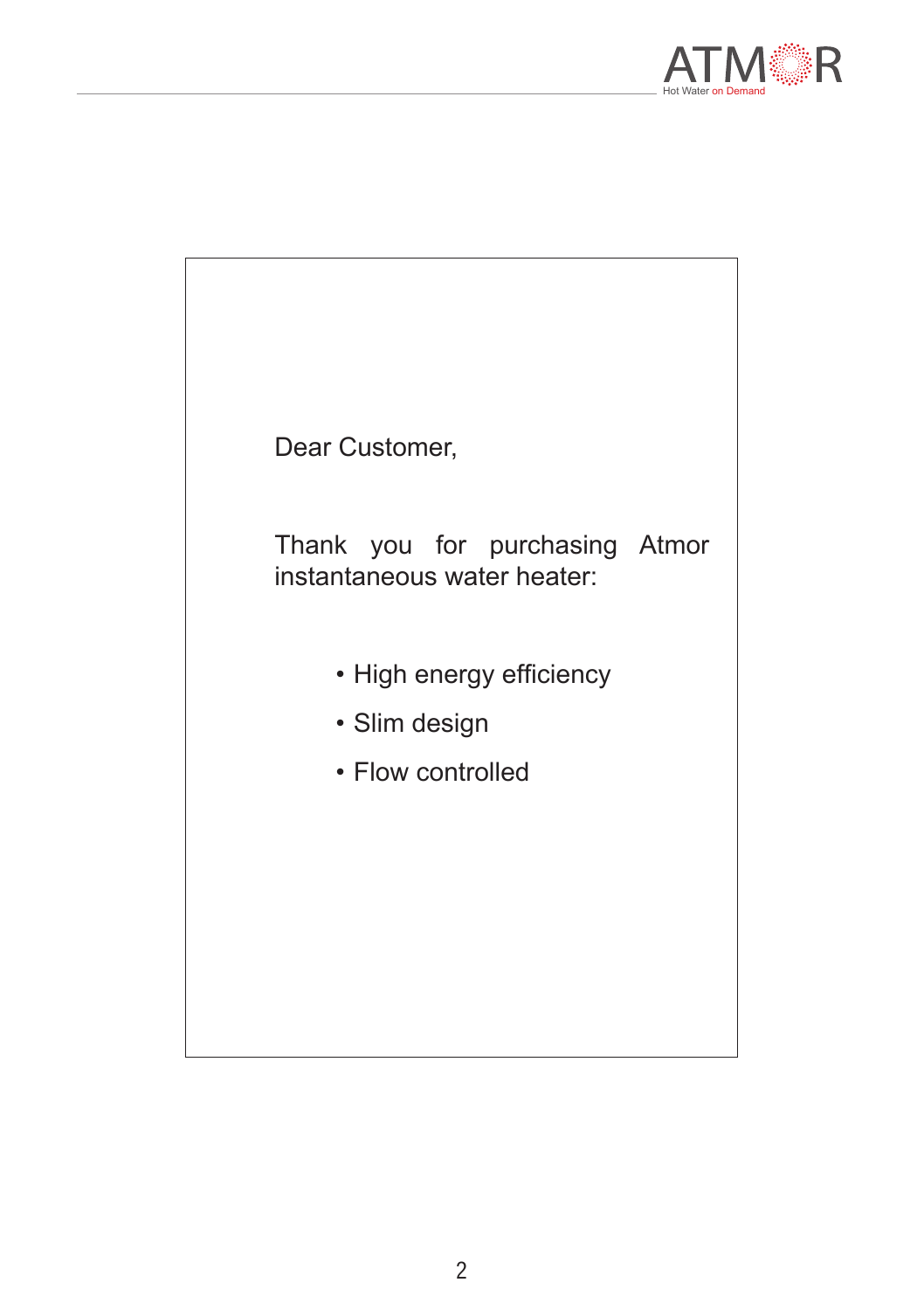Dear Customer,

Thank you for purchasing Atmor instantaneous water heater:

- High energy efficiency
- Slim design
- Flow controlled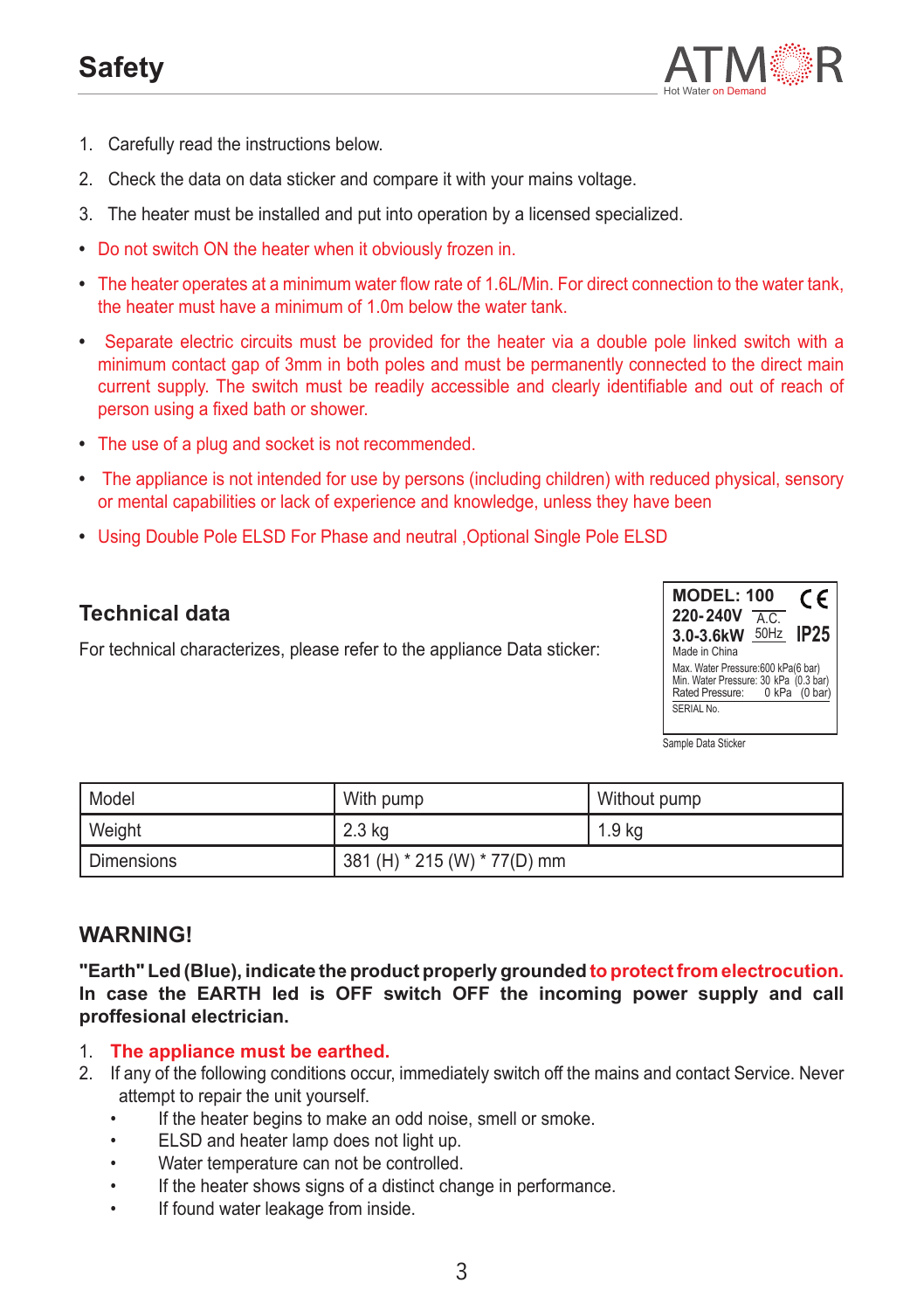# Safety

1. Carefully read the instructions below.
2. Check the data on data sticker and compare it with your mains voltage.
3. The heater must be installed and put into operation by a licensed specialized.

- Do not switch ON the heater when it obviously frozen in.
- The heater operates at a minimum water flow rate of 1.6L/Min. For direct connection to the water tank, the heater must have a minimum of 1.0m below the water tank.
- Separate electric circuits must be provided for the heater via a double pole linked switch with a minimum contact gap of 3mm in both poles and must be permanently connected to the direct main current supply. The switch must be readily accessible and clearly identifiable and out of reach of person using a fixed bath or shower.
- The use of a plug and socket is not recommended.
- The appliance is not intended for use by persons (including children) with reduced physical, sensory or mental capabilities or lack of experience and knowledge, unless they have been
- Using Double Pole ELSD For Phase and neutral ,Optional Single Pole ELSD

## Technical data

For technical characterizes, please refer to the appliance Data sticker:

**MODEL: 100** CE
**220-240V** A.C.
**3.0-3.6kW** 50Hz **IP25**
Made in China
Max. Water Pressure:600 kPa(6 bar)
Min. Water Pressure: 30 kPa (0.3 bar)
Rated Pressure: 0 kPa (0 bar)
SERIAL No.

Sample Data Sticker

| Model | With pump | Without pump |
|---|---|---|
| Weight | 2.3 kg | 1.9 kg |
| Dimensions | 381 (H) * 215 (W) * 77(D) mm | |

## WARNING!

**"Earth" Led (Blue), indicate the product properly grounded to protect from electrocution. In case the EARTH led is OFF switch OFF the incoming power supply and call proffesional electrician.**

1. **The appliance must be earthed.**
2. If any of the following conditions occur, immediately switch off the mains and contact Service. Never attempt to repair the unit yourself.
   - If the heater begins to make an odd noise, smell or smoke.
   - ELSD and heater lamp does not light up.
   - Water temperature can not be controlled.
   - If the heater shows signs of a distinct change in performance.
   - If found water leakage from inside.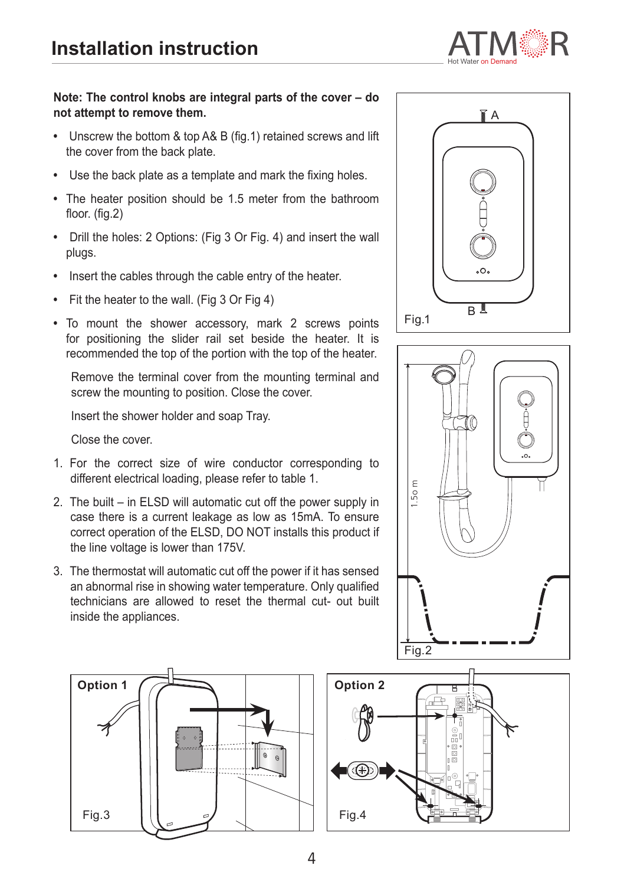# Installation instruction

**Note: The control knobs are integral parts of the cover – do not attempt to remove them.**

- Unscrew the bottom & top A& B (fig.1) retained screws and lift the cover from the back plate.
- Use the back plate as a template and mark the fixing holes.
- The heater position should be 1.5 meter from the bathroom floor. (fig.2)
- Drill the holes: 2 Options: (Fig 3 Or Fig. 4) and insert the wall plugs.
- Insert the cables through the cable entry of the heater.
- Fit the heater to the wall. (Fig 3 Or Fig 4)
- To mount the shower accessory, mark 2 screws points for positioning the slider rail set beside the heater. It is recommended the top of the portion with the top of the heater.

  Remove the terminal cover from the mounting terminal and screw the mounting to position. Close the cover.

  Insert the shower holder and soap Tray.

  Close the cover.

1. For the correct size of wire conductor corresponding to different electrical loading, please refer to table 1.
2. The built – in ELSD will automatic cut off the power supply in case there is a current leakage as low as 15mA. To ensure correct operation of the ELSD, DO NOT installs this product if the line voltage is lower than 175V.
3. The thermostat will automatic cut off the power if it has sensed an abnormal rise in showing water temperature. Only qualified technicians are allowed to reset the thermal cut- out built inside the appliances.

A

B

Fig.1

1.5o m

Fig.2

Option 1

Fig.3

Option 2

Fig.4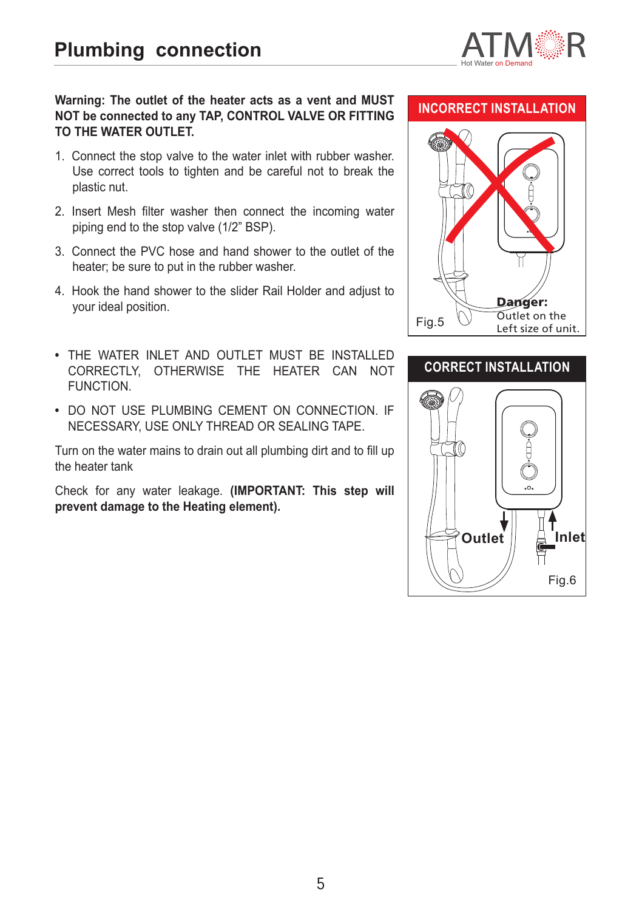# Plumbing connection

**Warning: The outlet of the heater acts as a vent and MUST NOT be connected to any TAP, CONTROL VALVE OR FITTING TO THE WATER OUTLET.**

1. Connect the stop valve to the water inlet with rubber washer. Use correct tools to tighten and be careful not to break the plastic nut.
2. Insert Mesh filter washer then connect the incoming water piping end to the stop valve (1/2" BSP).
3. Connect the PVC hose and hand shower to the outlet of the heater; be sure to put in the rubber washer.
4. Hook the hand shower to the slider Rail Holder and adjust to your ideal position.

- THE WATER INLET AND OUTLET MUST BE INSTALLED CORRECTLY, OTHERWISE THE HEATER CAN NOT FUNCTION.
- DO NOT USE PLUMBING CEMENT ON CONNECTION. IF NECESSARY, USE ONLY THREAD OR SEALING TAPE.

Turn on the water mains to drain out all plumbing dirt and to fill up the heater tank

Check for any water leakage. **(IMPORTANT: This step will prevent damage to the Heating element).**

**INCORRECT INSTALLATION**

**Danger:** Outlet on the Left size of unit.

Fig.5

**CORRECT INSTALLATION**

**Outlet** **Inlet**

Fig.6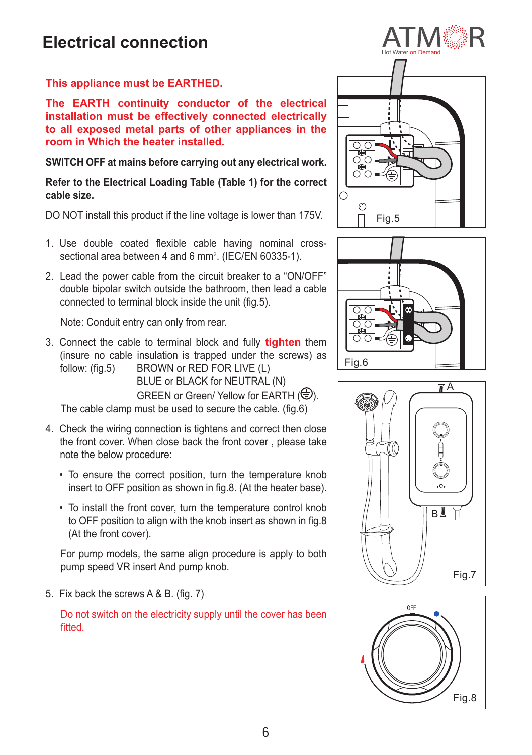# Electrical connection

**This appliance must be EARTHED.**

**The EARTH continuity conductor of the electrical installation must be effectively connected electrically to all exposed metal parts of other appliances in the room in Which the heater installed.**

**SWITCH OFF at mains before carrying out any electrical work.**

**Refer to the Electrical Loading Table (Table 1) for the correct cable size.**

DO NOT install this product if the line voltage is lower than 175V.

1. Use double coated flexible cable having nominal cross-sectional area between 4 and 6 $mm^2$. (IEC/EN 60335-1).

2. Lead the power cable from the circuit breaker to a “ON/OFF” double bipolar switch outside the bathroom, then lead a cable connected to terminal block inside the unit (fig.5).

   Note: Conduit entry can only from rear.

3. Connect the cable to terminal block and fully **tighten** them (insure no cable insulation is trapped under the screws) as follow: (fig.5)
   BROWN or RED FOR LIVE (L)
   BLUE or BLACK for NEUTRAL (N)
   GREEN or Green/ Yellow for EARTH (⏚).

   The cable clamp must be used to secure the cable. (fig.6)

4. Check the wiring connection is tightens and correct then close the front cover. When close back the front cover , please take note the below procedure:

   - To ensure the correct position, turn the temperature knob insert to OFF position as shown in fig.8. (At the heater base).
   - To install the front cover, turn the temperature control knob to OFF position to align with the knob insert as shown in fig.8 (At the front cover).

   For pump models, the same align procedure is apply to both pump speed VR insert And pump knob.

5. Fix back the screws A & B. (fig. 7)

   Do not switch on the electricity supply until the cover has been fitted.

Fig.5

Fig.6

Fig.7

Fig.8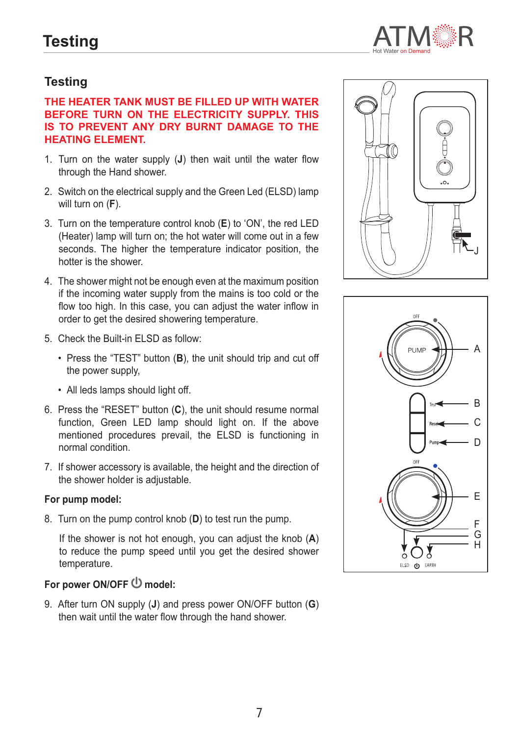## Testing

**THE HEATER TANK MUST BE FILLED UP WITH WATER BEFORE TURN ON THE ELECTRICITY SUPPLY. THIS IS TO PREVENT ANY DRY BURNT DAMAGE TO THE HEATING ELEMENT.**

1. Turn on the water supply (**J**) then wait until the water flow through the Hand shower.
2. Switch on the electrical supply and the Green Led (ELSD) lamp will turn on (**F**).
3. Turn on the temperature control knob (**E**) to 'ON', the red LED (Heater) lamp will turn on; the hot water will come out in a few seconds. The higher the temperature indicator position, the hotter is the shower.
4. The shower might not be enough even at the maximum position if the incoming water supply from the mains is too cold or the flow too high. In this case, you can adjust the water inflow in order to get the desired showering temperature.
5. Check the Built-in ELSD as follow:
   - Press the "TEST" button (**B**), the unit should trip and cut off the power supply,
   - All leds lamps should light off.
6. Press the "RESET" button (**C**), the unit should resume normal function, Green LED lamp should light on. If the above mentioned procedures prevail, the ELSD is functioning in normal condition.
7. If shower accessory is available, the height and the direction of the shower holder is adjustable.

**For pump model:**

8. Turn on the pump control knob (**D**) to test run the pump.

   If the shower is not hot enough, you can adjust the knob (**A**) to reduce the pump speed until you get the desired shower temperature.

**For power ON/OFF ⏻ model:**

9. After turn ON supply (**J**) and press power ON/OFF button (**G**) then wait until the water flow through the hand shower.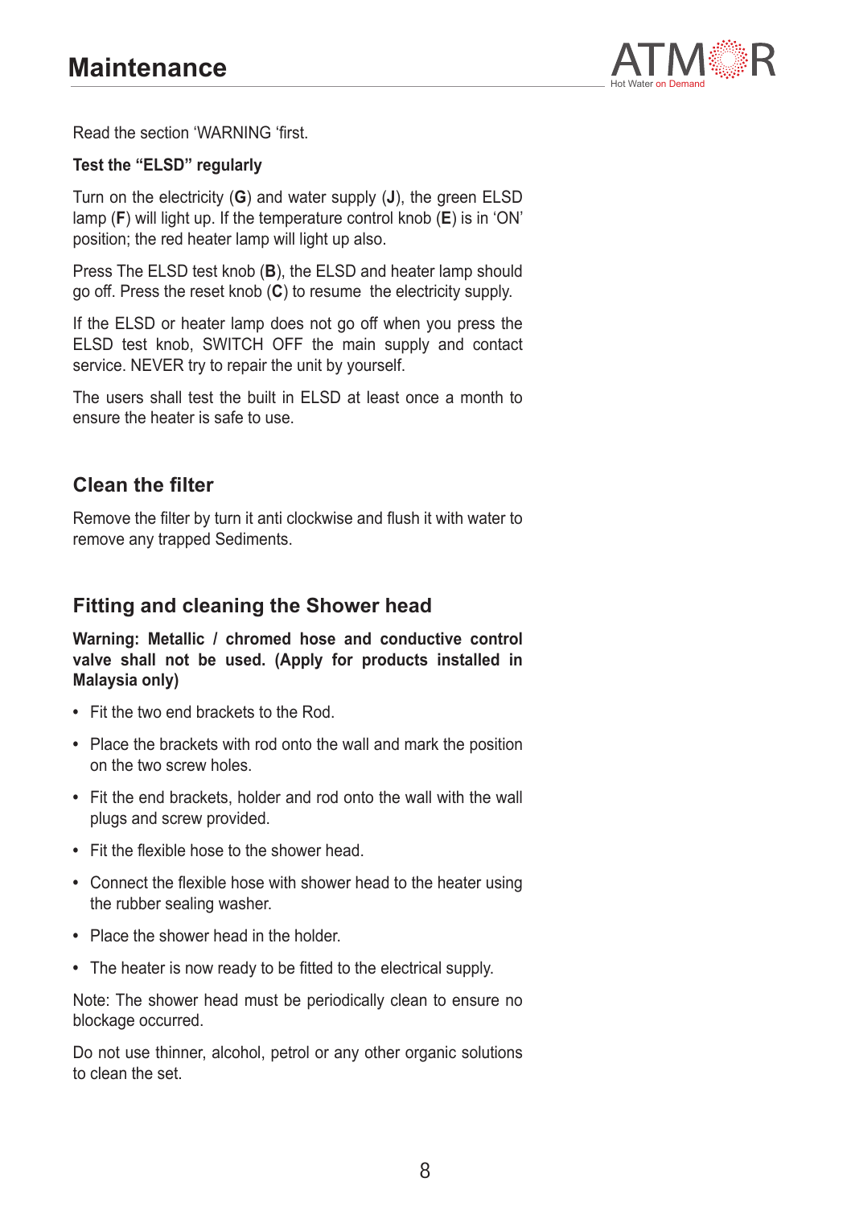# Maintenance

Read the section 'WARNING 'first.

**Test the "ELSD" regularly**

Turn on the electricity (**G**) and water supply (**J**), the green ELSD lamp (**F**) will light up. If the temperature control knob (**E**) is in 'ON' position; the red heater lamp will light up also.

Press The ELSD test knob (**B**), the ELSD and heater lamp should go off. Press the reset knob (**C**) to resume the electricity supply.

If the ELSD or heater lamp does not go off when you press the ELSD test knob, SWITCH OFF the main supply and contact service. NEVER try to repair the unit by yourself.

The users shall test the built in ELSD at least once a month to ensure the heater is safe to use.

## Clean the filter

Remove the filter by turn it anti clockwise and flush it with water to remove any trapped Sediments.

## Fitting and cleaning the Shower head

**Warning: Metallic / chromed hose and conductive control valve shall not be used. (Apply for products installed in Malaysia only)**

- Fit the two end brackets to the Rod.
- Place the brackets with rod onto the wall and mark the position on the two screw holes.
- Fit the end brackets, holder and rod onto the wall with the wall plugs and screw provided.
- Fit the flexible hose to the shower head.
- Connect the flexible hose with shower head to the heater using the rubber sealing washer.
- Place the shower head in the holder.
- The heater is now ready to be fitted to the electrical supply.

Note: The shower head must be periodically clean to ensure no blockage occurred.

Do not use thinner, alcohol, petrol or any other organic solutions to clean the set.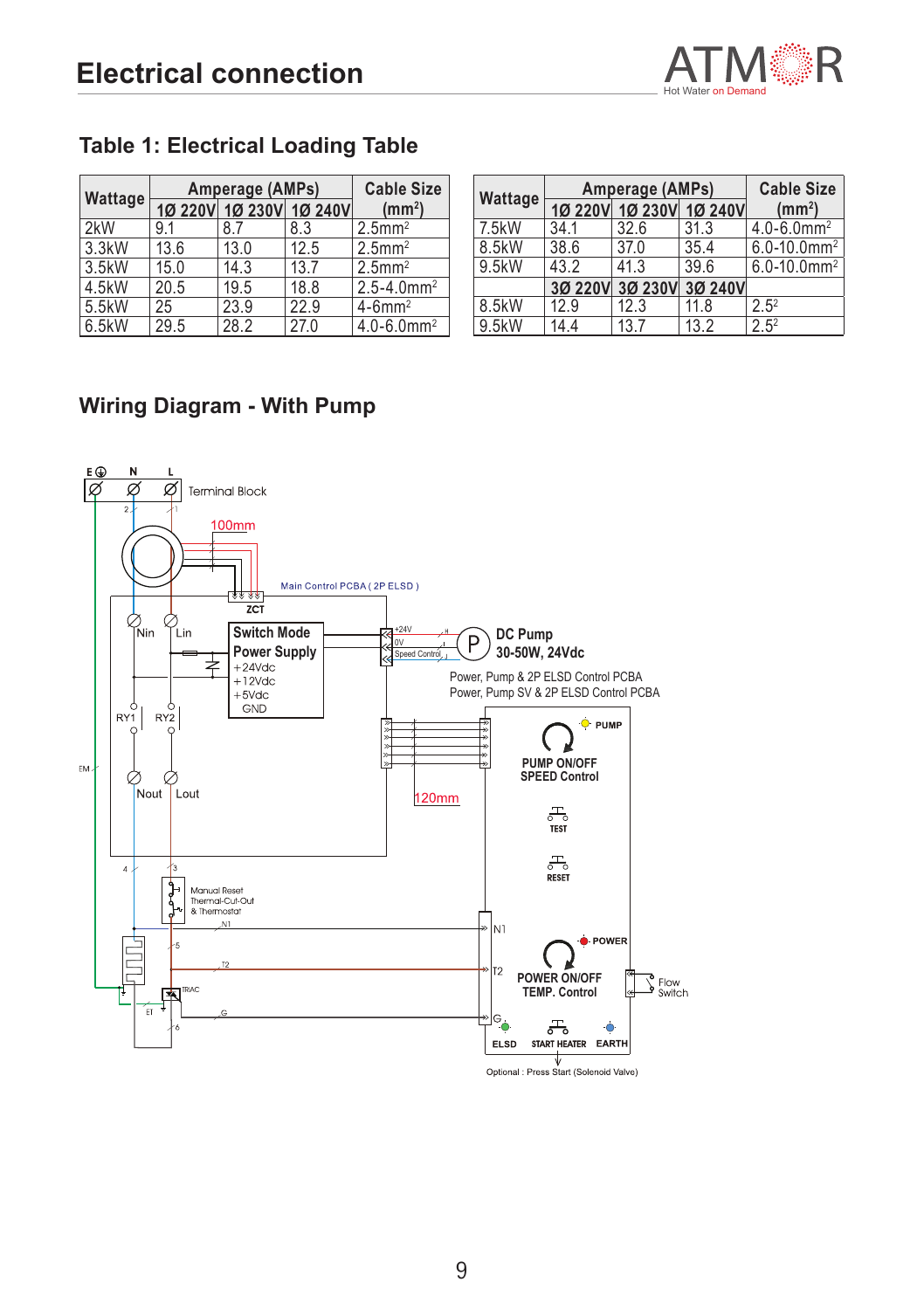# Electrical connection

## Table 1: Electrical Loading Table

| Wattage | Amperage (AMPs) | | | Cable Size |
|---|---|---|---|---|
| | 1Ø 220V | 1Ø 230V | 1Ø 240V | (mm²) |
| 2kW | 9.1 | 8.7 | 8.3 | 2.5mm² |
| 3.3kW | 13.6 | 13.0 | 12.5 | 2.5mm² |
| 3.5kW | 15.0 | 14.3 | 13.7 | 2.5mm² |
| 4.5kW | 20.5 | 19.5 | 18.8 | 2.5-4.0mm² |
| 5.5kW | 25 | 23.9 | 22.9 | 4-6mm² |
| 6.5kW | 29.5 | 28.2 | 27.0 | 4.0-6.0mm² |

| Wattage | Amperage (AMPs) | | | Cable Size |
|---|---|---|---|---|
| | 1Ø 220V | 1Ø 230V | 1Ø 240V | (mm²) |
| 7.5kW | 34.1 | 32.6 | 31.3 | 4.0-6.0mm² |
| 8.5kW | 38.6 | 37.0 | 35.4 | 6.0-10.0mm² |
| 9.5kW | 43.2 | 41.3 | 39.6 | 6.0-10.0mm² |
| | 3Ø 220V | 3Ø 230V | 3Ø 240V | |
| 8.5kW | 12.9 | 12.3 | 11.8 | 2.5² |
| 9.5kW | 14.4 | 13.7 | 13.2 | 2.5² |

## Wiring Diagram - With Pump

E N L Terminal Block

100mm

Main Control PCBA ( 2P ELSD )

ZCT

Nin Lin

Switch Mode Power Supply
+24Vdc
+12Vdc
+5Vdc
GND

+24V
0V
Speed Control

DC Pump
30-50W, 24Vdc

Power, Pump & 2P ELSD Control PCBA
Power, Pump SV & 2P ELSD Control PCBA

RY1 RY2

EM

Nout Lout

120mm

PUMP

PUMP ON/OFF
SPEED Control

TEST

RESET

Manual Reset Thermal-Cut-Out & Thermostat

N1

T2

TRIAC

ET

G

POWER

POWER ON/OFF
TEMP. Control

Flow Switch

ELSD START HEATER EARTH

Optional : Press Start (Solenoid Valve)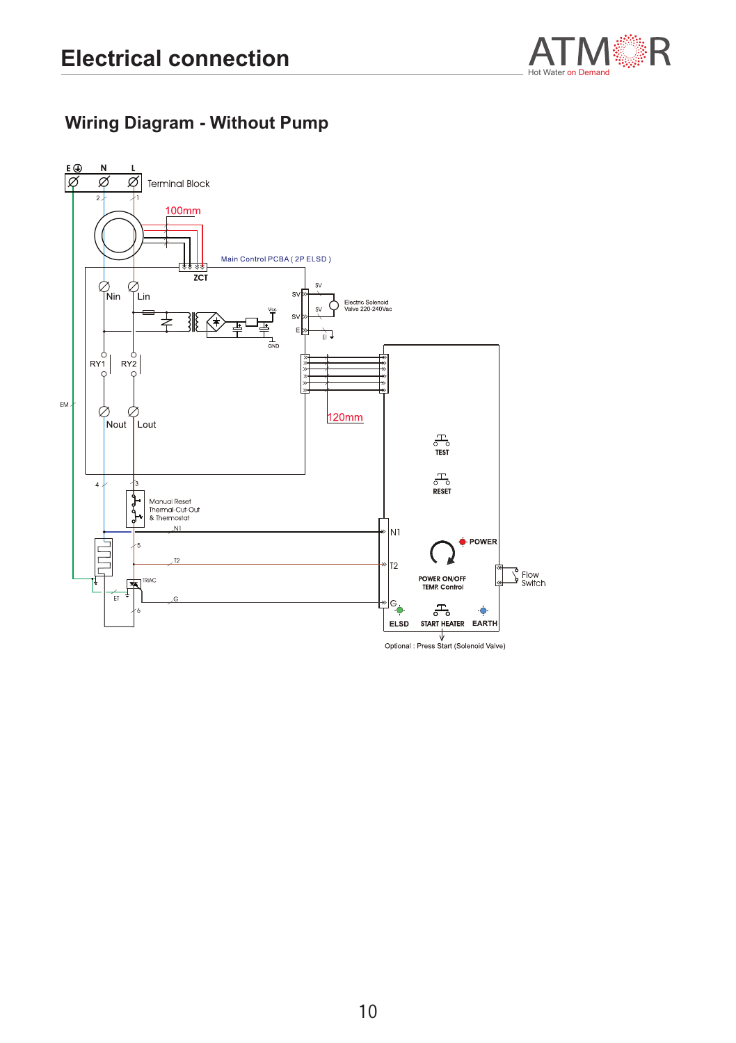# Electrical connection

## Wiring Diagram - Without Pump

E N L

Terminal Block

100mm

Main Control PCBA ( 2P ELSD )

ZCT

Nin Lin

SV

Electric Solenoid Valve 220-240Vac

Vcc

GND

RY1 RY2

EM

Nout Lout

120mm

TEST

RESET

Manual Reset Thermal-Cut-Out & Thermostat

N1

T2

TRIAC

ET

G

POWER

POWER ON/OFF TEMP. Control

Flow Switch

ELSD START HEATER EARTH

Optional : Press Start (Solenoid Valve)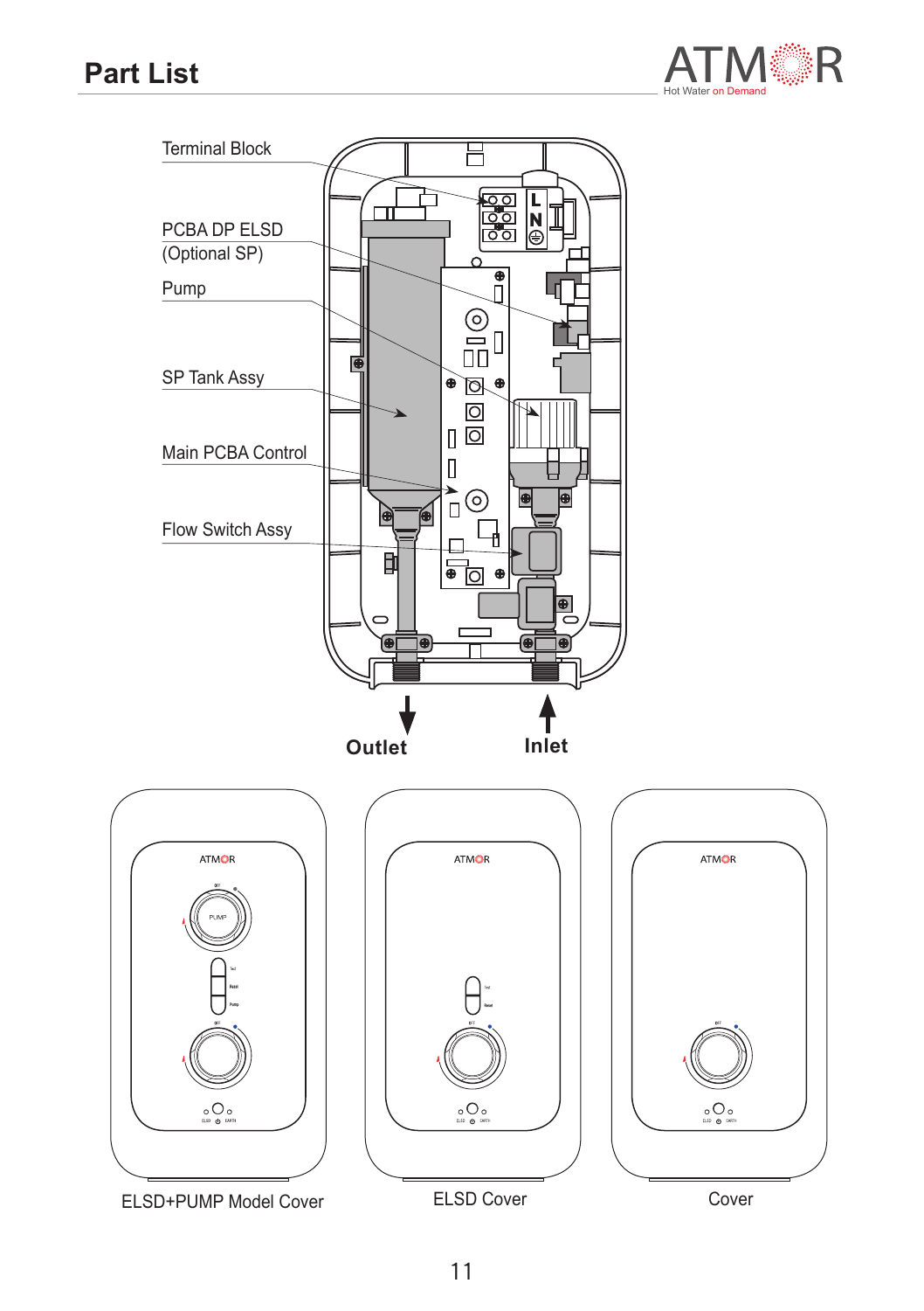## Part List

Terminal Block

PCBA DP ELSD (Optional SP)

Pump

SP Tank Assy

Main PCBA Control

Flow Switch Assy

Outlet

Inlet

ELSD+PUMP Model Cover

ELSD Cover

Cover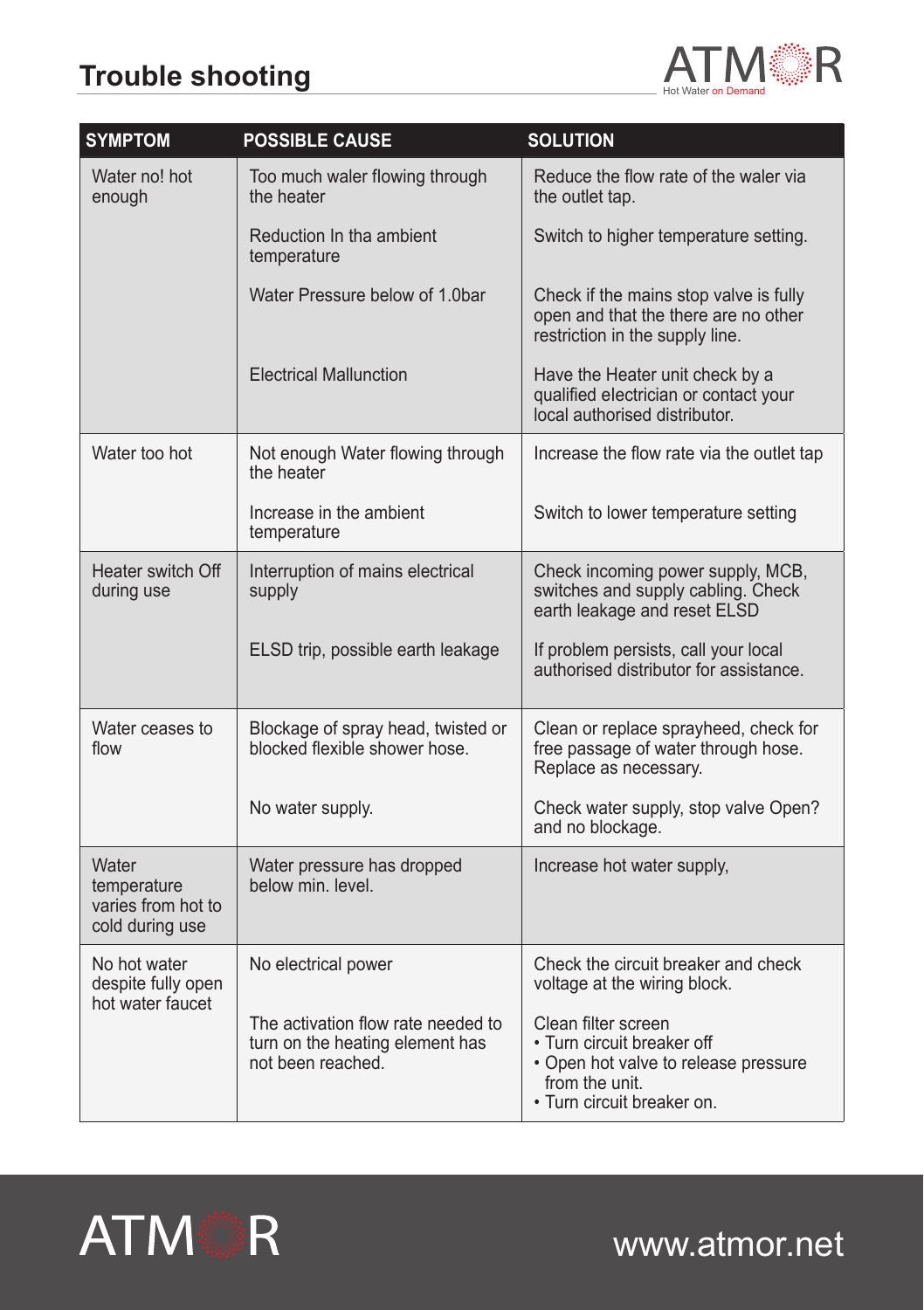# Trouble shooting

| SYMPTOM | POSSIBLE CAUSE | SOLUTION |
|---|---|---|
| Water no! hot enough | Too much waler flowing through the heater | Reduce the flow rate of the waler via the outlet tap. |
| | Reduction In tha ambient temperature | Switch to higher temperature setting. |
| | Water Pressure below of 1.0bar | Check if the mains stop valve is fully open and that the there are no other restriction in the supply line. |
| | Electrical Mallunction | Have the Heater unit check by a qualified electrician or contact your local authorised distributor. |
| Water too hot | Not enough Water flowing through the heater | Increase the flow rate via the outlet tap |
| | Increase in the ambient temperature | Switch to lower temperature setting |
| Heater switch Off during use | Interruption of mains electrical supply | Check incoming power supply, MCB, switches and supply cabling. Check earth leakage and reset ELSD |
| | ELSD trip, possible earth leakage | If problem persists, call your local authorised distributor for assistance. |
| Water ceases to flow | Blockage of spray head, twisted or blocked flexible shower hose. | Clean or replace sprayheed, check for free passage of water through hose. Replace as necessary. |
| | No water supply. | Check water supply, stop valve Open? and no blockage. |
| Water temperature varies from hot to cold during use | Water pressure has dropped below min. level. | Increase hot water supply, |
| No hot water despite fully open hot water faucet | No electrical power | Check the circuit breaker and check voltage at the wiring block. |
| | The activation flow rate needed to turn on the heating element has not been reached. | Clean filter screen<br>• Turn circuit breaker off<br>• Open hot valve to release pressure from the unit.<br>• Turn circuit breaker on. |

www.atmor.net